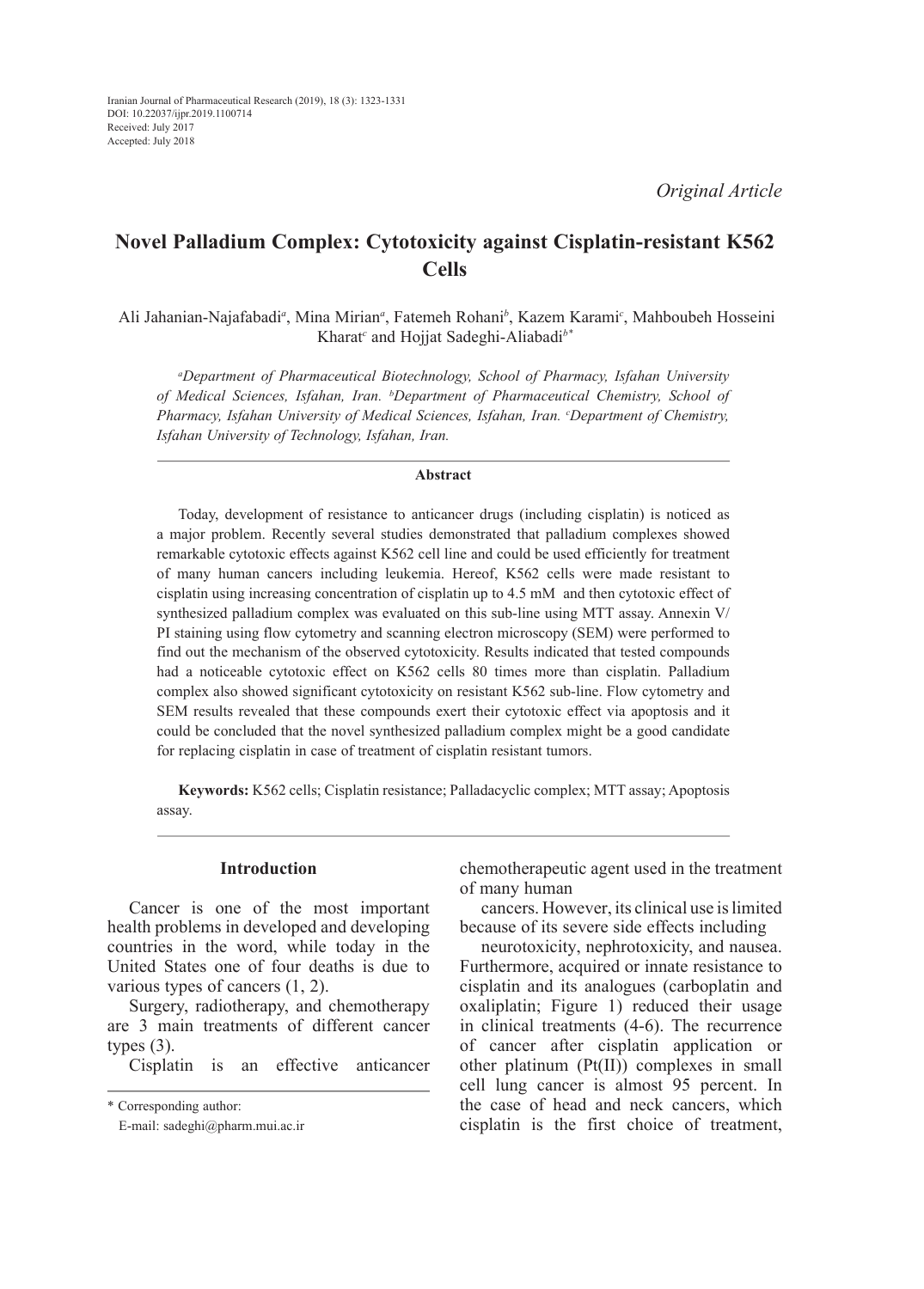Iranian Journal of Pharmaceutical Research (2019), 18 (3): 1323-1331
DOI: 10.22037/ijpr.2019.1100714
Received: July 2017
Accepted: July 2018

*Original Article*

# Novel Palladium Complex: Cytotoxicity against Cisplatin-resistant K562 Cells

Ali Jahanian-Najafabadi[a], Mina Mirian[a], Fatemeh Rohani[b], Kazem Karami[c], Mahboubeh Hosseini Kharat[c] and Hojjat Sadeghi-Aliabadi[b*]

[a]*Department of Pharmaceutical Biotechnology, School of Pharmacy, Isfahan University of Medical Sciences, Isfahan, Iran.* [b]*Department of Pharmaceutical Chemistry, School of Pharmacy, Isfahan University of Medical Sciences, Isfahan, Iran.* [c]*Department of Chemistry, Isfahan University of Technology, Isfahan, Iran.*

## Abstract

Today, development of resistance to anticancer drugs (including cisplatin) is noticed as a major problem. Recently several studies demonstrated that palladium complexes showed remarkable cytotoxic effects against K562 cell line and could be used efficiently for treatment of many human cancers including leukemia. Hereof, K562 cells were made resistant to cisplatin using increasing concentration of cisplatin up to 4.5 mM and then cytotoxic effect of synthesized palladium complex was evaluated on this sub-line using MTT assay. Annexin V/PI staining using flow cytometry and scanning electron microscopy (SEM) were performed to find out the mechanism of the observed cytotoxicity. Results indicated that tested compounds had a noticeable cytotoxic effect on K562 cells 80 times more than cisplatin. Palladium complex also showed significant cytotoxicity on resistant K562 sub-line. Flow cytometry and SEM results revealed that these compounds exert their cytotoxic effect via apoptosis and it could be concluded that the novel synthesized palladium complex might be a good candidate for replacing cisplatin in case of treatment of cisplatin resistant tumors.

**Keywords:** K562 cells; Cisplatin resistance; Palladacyclic complex; MTT assay; Apoptosis assay.

## Introduction

Cancer is one of the most important health problems in developed and developing countries in the word, while today in the United States one of four deaths is due to various types of cancers (1, 2).

Surgery, radiotherapy, and chemotherapy are 3 main treatments of different cancer types (3).

Cisplatin is an effective anticancer chemotherapeutic agent used in the treatment of many human cancers. However, its clinical use is limited because of its severe side effects including neurotoxicity, nephrotoxicity, and nausea. Furthermore, acquired or innate resistance to cisplatin and its analogues (carboplatin and oxaliplatin; Figure 1) reduced their usage in clinical treatments (4-6). The recurrence of cancer after cisplatin application or other platinum (Pt(II)) complexes in small cell lung cancer is almost 95 percent. In the case of head and neck cancers, which cisplatin is the first choice of treatment,

\* Corresponding author:
E-mail: sadeghi@pharm.mui.ac.ir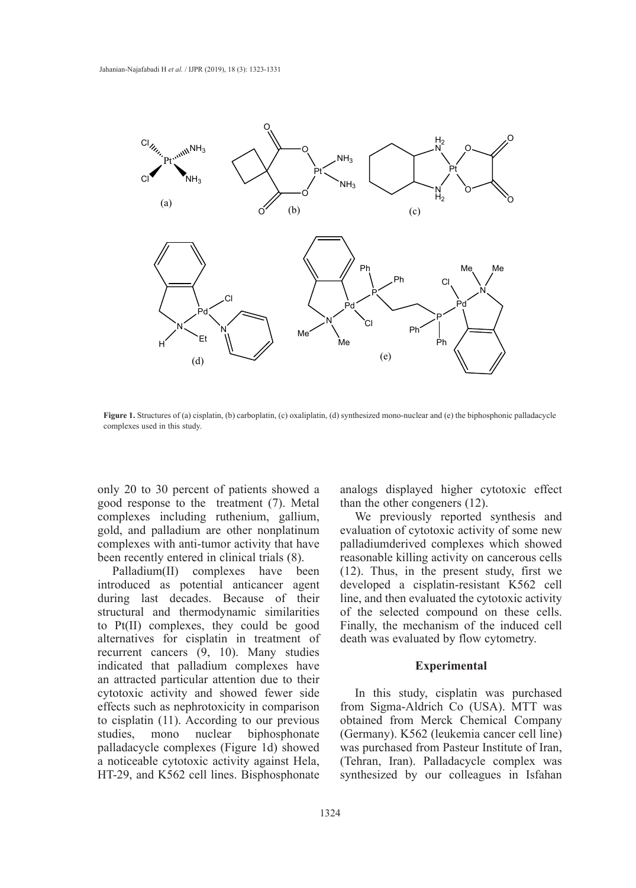**Figure 1.** Structures of (a) cisplatin, (b) carboplatin, (c) oxaliplatin, (d) synthesized mono-nuclear and (e) the biphosphonic palladacycle complexes used in this study.

only 20 to 30 percent of patients showed a good response to the treatment (7). Metal complexes including ruthenium, gallium, gold, and palladium are other nonplatinum complexes with anti-tumor activity that have been recently entered in clinical trials (8).

Palladium(II) complexes have been introduced as potential anticancer agent during last decades. Because of their structural and thermodynamic similarities to Pt(II) complexes, they could be good alternatives for cisplatin in treatment of recurrent cancers (9, 10). Many studies indicated that palladium complexes have an attracted particular attention due to their cytotoxic activity and showed fewer side effects such as nephrotoxicity in comparison to cisplatin (11). According to our previous studies, mono nuclear biphosphonate palladacycle complexes (Figure 1d) showed a noticeable cytotoxic activity against Hela, HT-29, and K562 cell lines. Bisphosphonate analogs displayed higher cytotoxic effect than the other congeners (12).

We previously reported synthesis and evaluation of cytotoxic activity of some new palladiumderived complexes which showed reasonable killing activity on cancerous cells (12). Thus, in the present study, first we developed a cisplatin-resistant K562 cell line, and then evaluated the cytotoxic activity of the selected compound on these cells. Finally, the mechanism of the induced cell death was evaluated by flow cytometry.

## Experimental

In this study, cisplatin was purchased from Sigma-Aldrich Co (USA). MTT was obtained from Merck Chemical Company (Germany). K562 (leukemia cancer cell line) was purchased from Pasteur Institute of Iran, (Tehran, Iran). Palladacycle complex was synthesized by our colleagues in Isfahan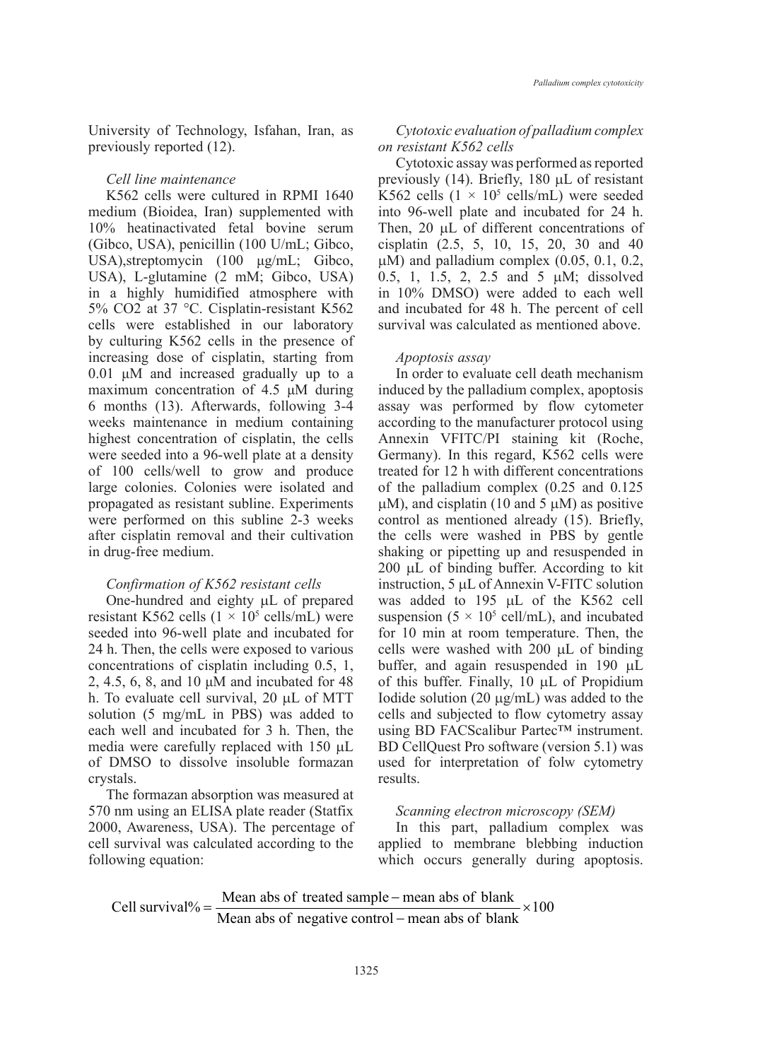University of Technology, Isfahan, Iran, as previously reported (12).

*Cell line maintenance*

K562 cells were cultured in RPMI 1640 medium (Bioidea, Iran) supplemented with 10% heatinactivated fetal bovine serum (Gibco, USA), penicillin (100 U/mL; Gibco, USA),streptomycin (100 µg/mL; Gibco, USA), L-glutamine (2 mM; Gibco, USA) in a highly humidified atmosphere with 5% CO2 at 37 °C. Cisplatin-resistant K562 cells were established in our laboratory by culturing K562 cells in the presence of increasing dose of cisplatin, starting from 0.01 µM and increased gradually up to a maximum concentration of 4.5 µM during 6 months (13). Afterwards, following 3-4 weeks maintenance in medium containing highest concentration of cisplatin, the cells were seeded into a 96-well plate at a density of 100 cells/well to grow and produce large colonies. Colonies were isolated and propagated as resistant subline. Experiments were performed on this subline 2-3 weeks after cisplatin removal and their cultivation in drug-free medium.

*Confirmation of K562 resistant cells*

One-hundred and eighty µL of prepared resistant K562 cells ($1 \times 10^5$ cells/mL) were seeded into 96-well plate and incubated for 24 h. Then, the cells were exposed to various concentrations of cisplatin including 0.5, 1, 2, 4.5, 6, 8, and 10 µM and incubated for 48 h. To evaluate cell survival, 20 µL of MTT solution (5 mg/mL in PBS) was added to each well and incubated for 3 h. Then, the media were carefully replaced with 150 µL of DMSO to dissolve insoluble formazan crystals.

The formazan absorption was measured at 570 nm using an ELISA plate reader (Statfix 2000, Awareness, USA). The percentage of cell survival was calculated according to the following equation:

$$\text{Cell survival\%} = \frac{\text{Mean abs of treated sample} - \text{mean abs of blank}}{\text{Mean abs of negative control} - \text{mean abs of blank}} \times 100$$

*Cytotoxic evaluation of palladium complex on resistant K562 cells*

Cytotoxic assay was performed as reported previously (14). Briefly, 180 µL of resistant K562 cells ($1 \times 10^5$ cells/mL) were seeded into 96-well plate and incubated for 24 h. Then, 20 µL of different concentrations of cisplatin (2.5, 5, 10, 15, 20, 30 and 40 µM) and palladium complex (0.05, 0.1, 0.2, 0.5, 1, 1.5, 2, 2.5 and 5 µM; dissolved in 10% DMSO) were added to each well and incubated for 48 h. The percent of cell survival was calculated as mentioned above.

*Apoptosis assay*

In order to evaluate cell death mechanism induced by the palladium complex, apoptosis assay was performed by flow cytometer according to the manufacturer protocol using Annexin VFITC/PI staining kit (Roche, Germany). In this regard, K562 cells were treated for 12 h with different concentrations of the palladium complex (0.25 and 0.125 µM), and cisplatin (10 and 5 µM) as positive control as mentioned already (15). Briefly, the cells were washed in PBS by gentle shaking or pipetting up and resuspended in 200 µL of binding buffer. According to kit instruction, 5 µL of Annexin V-FITC solution was added to 195 µL of the K562 cell suspension ($5 \times 10^5$ cell/mL), and incubated for 10 min at room temperature. Then, the cells were washed with 200 µL of binding buffer, and again resuspended in 190 µL of this buffer. Finally, 10 µL of Propidium Iodide solution (20 µg/mL) was added to the cells and subjected to flow cytometry assay using BD FACScalibur Partec™ instrument. BD CellQuest Pro software (version 5.1) was used for interpretation of folw cytometry results.

*Scanning electron microscopy (SEM)*

In this part, palladium complex was applied to membrane blebbing induction which occurs generally during apoptosis.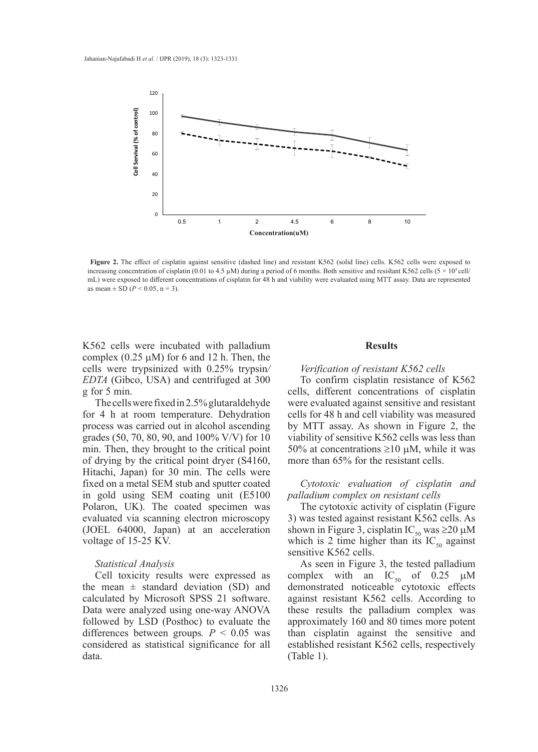**Figure 2.** The effect of cisplatin against sensitive (dashed line) and resistant K562 (solid line) cells. K562 cells were exposed to increasing concentration of cisplatin (0.01 to 4.5 µM) during a period of 6 months. Both sensitive and resistant K562 cells ($5 \times 10^5$ cell/mL) were exposed to different concentrations of cisplatin for 48 h and viability were evaluated using MTT assay. Data are represented as mean ± SD ($P < 0.05$, n = 3).

K562 cells were incubated with palladium complex (0.25 µM) for 6 and 12 h. Then, the cells were trypsinized with 0.25% trypsin/*EDTA* (Gibco, USA) and centrifuged at 300 g for 5 min.

The cells were fixed in 2.5% glutaraldehyde for 4 h at room temperature. Dehydration process was carried out in alcohol ascending grades (50, 70, 80, 90, and 100% V/V) for 10 min. Then, they brought to the critical point of drying by the critical point dryer (S4160, Hitachi, Japan) for 30 min. The cells were fixed on a metal SEM stub and sputter coated in gold using SEM coating unit (E5100 Polaron, UK). The coated specimen was evaluated via scanning electron microscopy (JOEL 64000, Japan) at an acceleration voltage of 15-25 KV.

### *Statistical Analysis*

Cell toxicity results were expressed as the mean ± standard deviation (SD) and calculated by Microsoft SPSS 21 software. Data were analyzed using one-way ANOVA followed by LSD (Posthoc) to evaluate the differences between groups. $P < 0.05$ was considered as statistical significance for all data.

## Results

### *Verification of resistant K562 cells*

To confirm cisplatin resistance of K562 cells, different concentrations of cisplatin were evaluated against sensitive and resistant cells for 48 h and cell viability was measured by MTT assay. As shown in Figure 2, the viability of sensitive K562 cells was less than 50% at concentrations ≥10 µM, while it was more than 65% for the resistant cells.

### *Cytotoxic evaluation of cisplatin and palladium complex on resistant cells*

The cytotoxic activity of cisplatin (Figure 3) was tested against resistant K562 cells. As shown in Figure 3, cisplatin $IC_{50}$ was ≥20 µM which is 2 time higher than its $IC_{50}$ against sensitive K562 cells.

As seen in Figure 3, the tested palladium complex with an $IC_{50}$ of 0.25 µM demonstrated noticeable cytotoxic effects against resistant K562 cells. According to these results the palladium complex was approximately 160 and 80 times more potent than cisplatin against the sensitive and established resistant K562 cells, respectively (Table 1).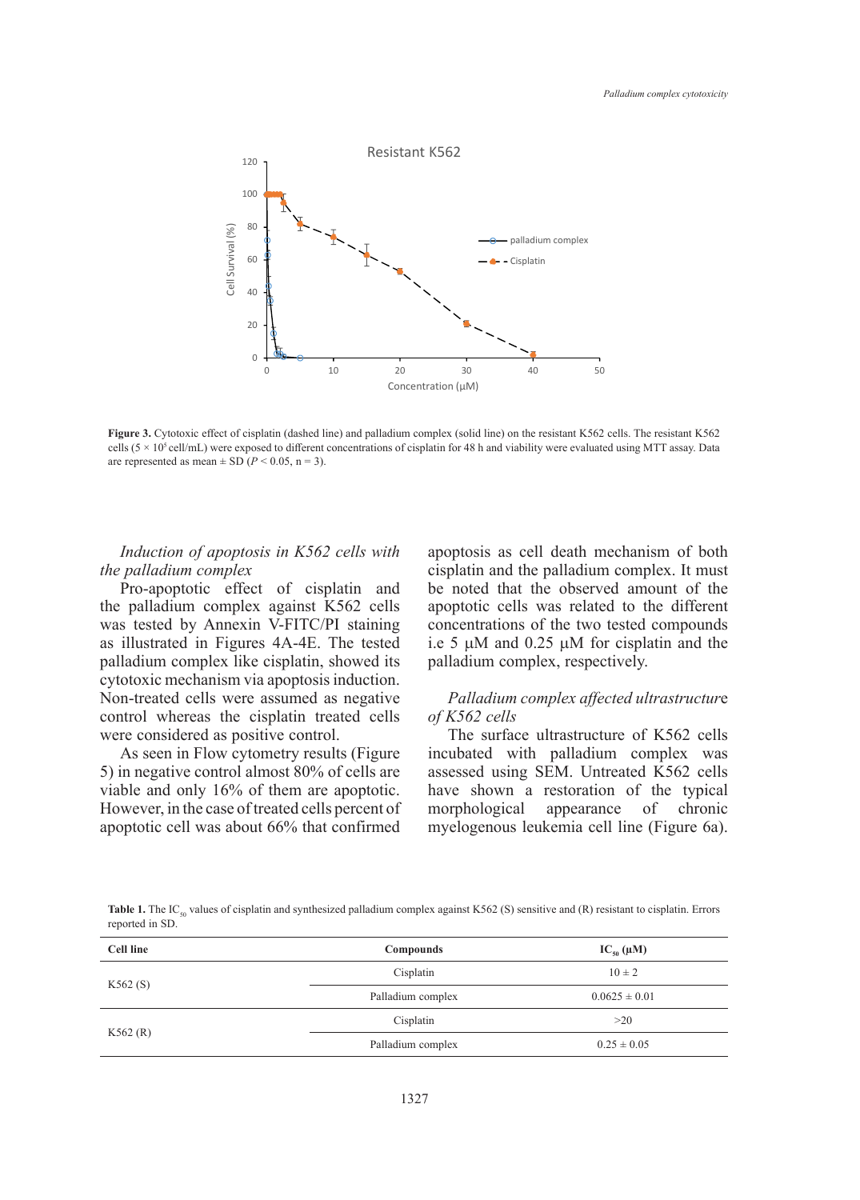**Figure 3.** Cytotoxic effect of cisplatin (dashed line) and palladium complex (solid line) on the resistant K562 cells. The resistant K562 cells ($5 \times 10^5$ cell/mL) were exposed to different concentrations of cisplatin for 48 h and viability were evaluated using MTT assay. Data are represented as mean ± SD ($P < 0.05$, n = 3).

*Induction of apoptosis in K562 cells with the palladium complex*

Pro-apoptotic effect of cisplatin and the palladium complex against K562 cells was tested by Annexin V-FITC/PI staining as illustrated in Figures 4A-4E. The tested palladium complex like cisplatin, showed its cytotoxic mechanism via apoptosis induction. Non-treated cells were assumed as negative control whereas the cisplatin treated cells were considered as positive control.

As seen in Flow cytometry results (Figure 5) in negative control almost 80% of cells are viable and only 16% of them are apoptotic. However, in the case of treated cells percent of apoptotic cell was about 66% that confirmed apoptosis as cell death mechanism of both cisplatin and the palladium complex. It must be noted that the observed amount of the apoptotic cells was related to the different concentrations of the two tested compounds i.e 5 µM and 0.25 µM for cisplatin and the palladium complex, respectively.

*Palladium complex affected ultrastructure of K562 cells*

The surface ultrastructure of K562 cells incubated with palladium complex was assessed using SEM. Untreated K562 cells have shown a restoration of the typical morphological appearance of chronic myelogenous leukemia cell line (Figure 6a).

**Table 1.** The $IC_{50}$ values of cisplatin and synthesized palladium complex against K562 (S) sensitive and (R) resistant to cisplatin. Errors reported in SD.

| Cell line | Compounds | $IC_{50}$ (µM) |
|---|---|---|
| K562 (S) | Cisplatin | 10 ± 2 |
| | Palladium complex | 0.0625 ± 0.01 |
| K562 (R) | Cisplatin | >20 |
| | Palladium complex | 0.25 ± 0.05 |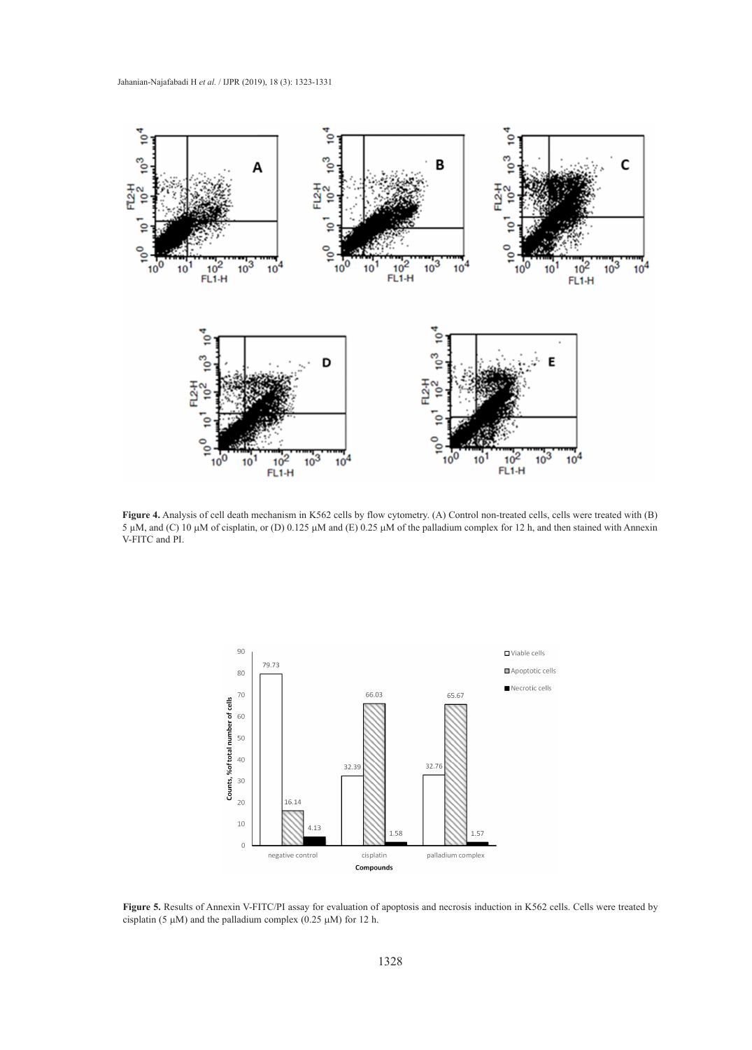**Figure 4.** Analysis of cell death mechanism in K562 cells by flow cytometry. (A) Control non-treated cells, cells were treated with (B) 5 μM, and (C) 10 μM of cisplatin, or (D) 0.125 μM and (E) 0.25 μM of the palladium complex for 12 h, and then stained with Annexin V-FITC and PI.

**Figure 5.** Results of Annexin V-FITC/PI assay for evaluation of apoptosis and necrosis induction in K562 cells. Cells were treated by cisplatin (5 μM) and the palladium complex (0.25 μM) for 12 h.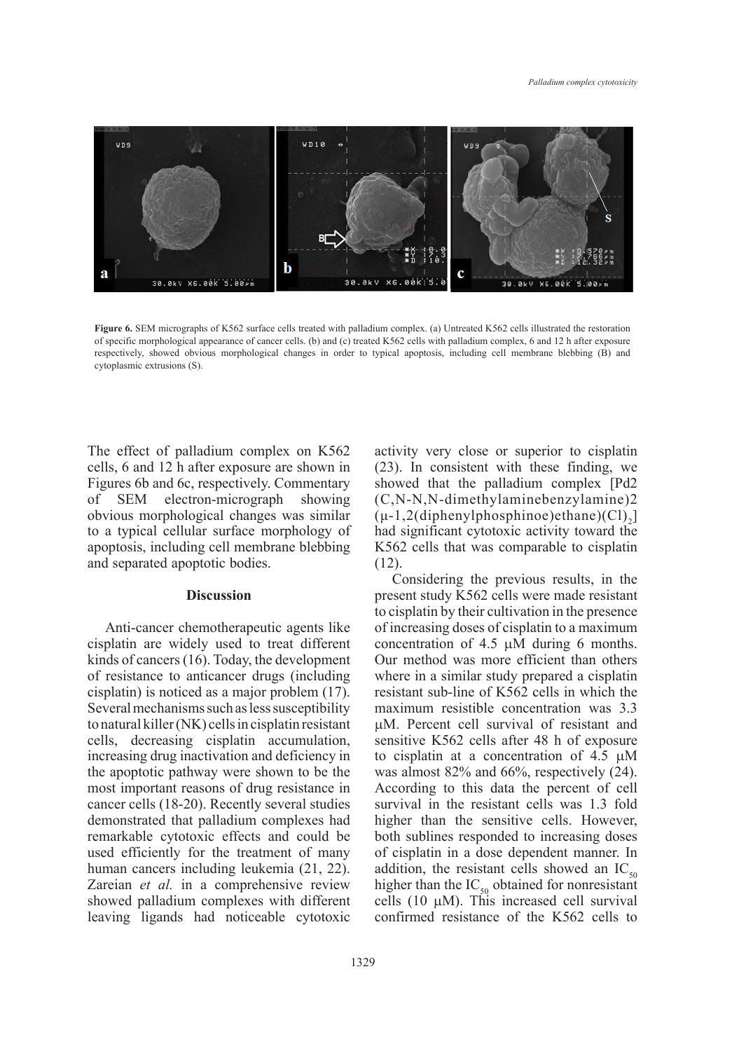Figure 6. SEM micrographs of K562 surface cells treated with palladium complex. (a) Untreated K562 cells illustrated the restoration of specific morphological appearance of cancer cells. (b) and (c) treated K562 cells with palladium complex, 6 and 12 h after exposure respectively, showed obvious morphological changes in order to typical apoptosis, including cell membrane blebbing (B) and cytoplasmic extrusions (S).

The effect of palladium complex on K562 cells, 6 and 12 h after exposure are shown in Figures 6b and 6c, respectively. Commentary of SEM electron-micrograph showing obvious morphological changes was similar to a typical cellular surface morphology of apoptosis, including cell membrane blebbing and separated apoptotic bodies.

## Discussion

Anti-cancer chemotherapeutic agents like cisplatin are widely used to treat different kinds of cancers (16). Today, the development of resistance to anticancer drugs (including cisplatin) is noticed as a major problem (17). Several mechanisms such as less susceptibility to natural killer (NK) cells in cisplatin resistant cells, decreasing cisplatin accumulation, increasing drug inactivation and deficiency in the apoptotic pathway were shown to be the most important reasons of drug resistance in cancer cells (18-20). Recently several studies demonstrated that palladium complexes had remarkable cytotoxic effects and could be used efficiently for the treatment of many human cancers including leukemia (21, 22). Zareian *et al.* in a comprehensive review showed palladium complexes with different leaving ligands had noticeable cytotoxic activity very close or superior to cisplatin (23). In consistent with these finding, we showed that the palladium complex [Pd2 (C,N-N,N-dimethylaminebenzylamine)2 (μ-1,2(diphenylphosphinoe)ethane)$(Cl)_2$] had significant cytotoxic activity toward the K562 cells that was comparable to cisplatin (12).

Considering the previous results, in the present study K562 cells were made resistant to cisplatin by their cultivation in the presence of increasing doses of cisplatin to a maximum concentration of 4.5 μM during 6 months. Our method was more efficient than others where in a similar study prepared a cisplatin resistant sub-line of K562 cells in which the maximum resistible concentration was 3.3 μM. Percent cell survival of resistant and sensitive K562 cells after 48 h of exposure to cisplatin at a concentration of 4.5 μM was 82% and 66%, respectively (24). According to this data the percent of cell survival in the resistant cells was 1.3 fold higher than the sensitive cells. However, both sublines responded to increasing doses of cisplatin in a dose dependent manner. In addition, the resistant cells showed an $IC_{50}$ higher than the $IC_{50}$ obtained for nonresistant cells (10 μM). This increased cell survival confirmed resistance of the K562 cells to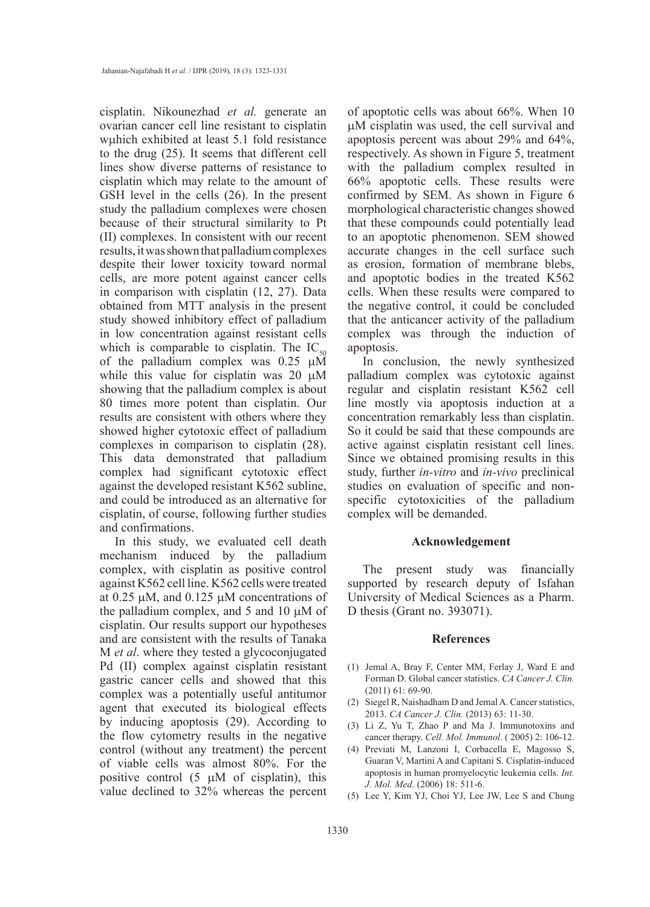cisplatin. Nikounezhad *et al.* generate an ovarian cancer cell line resistant to cisplatin wμhich exhibited at least 5.1 fold resistance to the drug (25). It seems that different cell lines show diverse patterns of resistance to cisplatin which may relate to the amount of GSH level in the cells (26). In the present study the palladium complexes were chosen because of their structural similarity to Pt (II) complexes. In consistent with our recent results, it was shown that palladium complexes despite their lower toxicity toward normal cells, are more potent against cancer cells in comparison with cisplatin (12, 27). Data obtained from MTT analysis in the present study showed inhibitory effect of palladium in low concentration against resistant cells which is comparable to cisplatin. The $IC_{50}$ of the palladium complex was 0.25 μM while this value for cisplatin was 20 μM showing that the palladium complex is about 80 times more potent than cisplatin. Our results are consistent with others where they showed higher cytotoxic effect of palladium complexes in comparison to cisplatin (28). This data demonstrated that palladium complex had significant cytotoxic effect against the developed resistant K562 subline, and could be introduced as an alternative for cisplatin, of course, following further studies and confirmations.

In this study, we evaluated cell death mechanism induced by the palladium complex, with cisplatin as positive control against K562 cell line. K562 cells were treated at 0.25 μM, and 0.125 μM concentrations of the palladium complex, and 5 and 10 μM of cisplatin. Our results support our hypotheses and are consistent with the results of Tanaka M *et al*. where they tested a glycoconjugated Pd (II) complex against cisplatin resistant gastric cancer cells and showed that this complex was a potentially useful antitumor agent that executed its biological effects by inducing apoptosis (29). According to the flow cytometry results in the negative control (without any treatment) the percent of viable cells was almost 80%. For the positive control (5 μM of cisplatin), this value declined to 32% whereas the percent of apoptotic cells was about 66%. When 10 μM cisplatin was used, the cell survival and apoptosis percent was about 29% and 64%, respectively. As shown in Figure 5, treatment with the palladium complex resulted in 66% apoptotic cells. These results were confirmed by SEM. As shown in Figure 6 morphological characteristic changes showed that these compounds could potentially lead to an apoptotic phenomenon. SEM showed accurate changes in the cell surface such as erosion, formation of membrane blebs, and apoptotic bodies in the treated K562 cells. When these results were compared to the negative control, it could be concluded that the anticancer activity of the palladium complex was through the induction of apoptosis.

In conclusion, the newly synthesized palladium complex was cytotoxic against regular and cisplatin resistant K562 cell line mostly via apoptosis induction at a concentration remarkably less than cisplatin. So it could be said that these compounds are active against cisplatin resistant cell lines. Since we obtained promising results in this study, further *in-vitro* and *in-vivo* preclinical studies on evaluation of specific and non-specific cytotoxicities of the palladium complex will be demanded.

## Acknowledgement

The present study was financially supported by research deputy of Isfahan University of Medical Sciences as a Pharm. D thesis (Grant no. 393071).

## References

(1) Jemal A, Bray F, Center MM, Ferlay J, Ward E and Forman D. Global cancer statistics. *CA Cancer J. Clin.* (2011) 61: 69-90.

(2) Siegel R, Naishadham D and Jemal A. Cancer statistics, 2013. *CA Cancer J. Clin.* (2013) 63: 11-30.

(3) Li Z, Yu T, Zhao P and Ma J. Immunotoxins and cancer therapy. *Cell. Mol. Immunol*. ( 2005) 2: 106-12.

(4) Previati M, Lanzoni I, Corbacella E, Magosso S, Guaran V, Martini A and Capitani S. Cisplatin-induced apoptosis in human promyelocytic leukemia cells. *Int. J. Mol. Med*. (2006) 18: 511-6.

(5) Lee Y, Kim YJ, Choi YJ, Lee JW, Lee S and Chung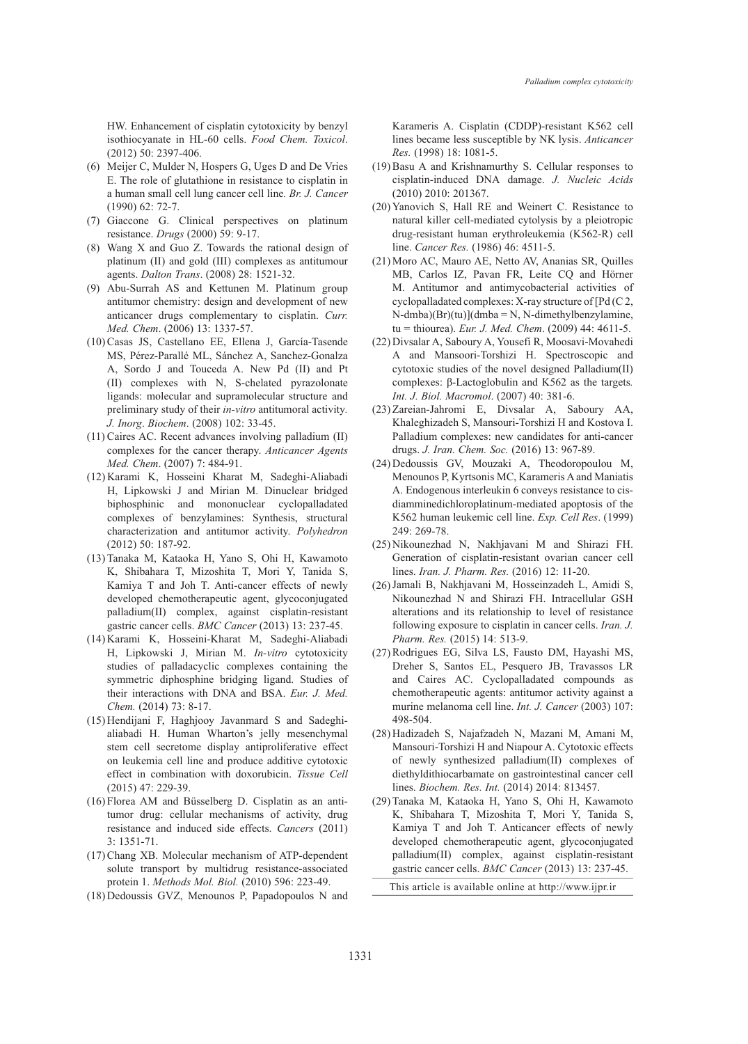HW. Enhancement of cisplatin cytotoxicity by benzyl isothiocyanate in HL-60 cells. *Food Chem. Toxicol*. (2012) 50: 2397-406.

(6) Meijer C, Mulder N, Hospers G, Uges D and De Vries E. The role of glutathione in resistance to cisplatin in a human small cell lung cancer cell line*. Br. J. Cancer* (1990) 62: 72-7.

(7) Giaccone G. Clinical perspectives on platinum resistance. *Drugs* (2000) 59: 9-17.

(8) Wang X and Guo Z. Towards the rational design of platinum (II) and gold (III) complexes as antitumour agents. *Dalton Trans*. (2008) 28: 1521-32.

(9) Abu-Surrah AS and Kettunen M. Platinum group antitumor chemistry: design and development of new anticancer drugs complementary to cisplatin. *Curr. Med. Chem*. (2006) 13: 1337-57.

(10) Casas JS, Castellano EE, Ellena J, García-Tasende MS, Pérez-Parallé ML, Sánchez A, Sanchez-Gonzalza A, Sordo J and Touceda A. New Pd (II) and Pt (II) complexes with N, S-chelated pyrazolonate ligands: molecular and supramolecular structure and preliminary study of their *in-vitro* antitumoral activity*. J. Inorg. Biochem*. (2008) 102: 33-45.

(11) Caires AC. Recent advances involving palladium (II) complexes for the cancer therapy. *Anticancer Agents Med. Chem*. (2007) 7: 484-91.

(12) Karami K, Hosseini Kharat M, Sadeghi-Aliabadi H, Lipkowski J and Mirian M. Dinuclear bridged biphosphinic and mononuclear cyclopalladated complexes of benzylamines: Synthesis, structural characterization and antitumor activity. *Polyhedron* (2012) 50: 187-92.

(13) Tanaka M, Kataoka H, Yano S, Ohi H, Kawamoto K, Shibahara T, Mizoshita T, Mori Y, Tanida S, Kamiya T and Joh T. Anti-cancer effects of newly developed chemotherapeutic agent, glycoconjugated palladium(II) complex, against cisplatin-resistant gastric cancer cells. *BMC Cancer* (2013) 13: 237-45.

(14) Karami K, Hosseini-Kharat M, Sadeghi-Aliabadi H, Lipkowski J, Mirian M. *In-vitro* cytotoxicity studies of palladacyclic complexes containing the symmetric diphosphine bridging ligand. Studies of their interactions with DNA and BSA. *Eur. J. Med. Chem.* (2014) 73: 8-17.

(15) Hendijani F, Haghjooy Javanmard S and Sadeghi-aliabadi H. Human Wharton's jelly mesenchymal stem cell secretome display antiproliferative effect on leukemia cell line and produce additive cytotoxic effect in combination with doxorubicin. *Tissue Cell* (2015) 47: 229-39.

(16) Florea AM and Büsselberg D. Cisplatin as an anti-tumor drug: cellular mechanisms of activity, drug resistance and induced side effects. *Cancers* (2011) 3: 1351-71.

(17) Chang XB. Molecular mechanism of ATP-dependent solute transport by multidrug resistance-associated protein 1. *Methods Mol. Biol.* (2010) 596: 223-49.

(18) Dedoussis GVZ, Menounos P, Papadopoulos N and Karameris A. Cisplatin (CDDP)-resistant K562 cell lines became less susceptible by NK lysis. *Anticancer Res.* (1998) 18: 1081-5.

(19) Basu A and Krishnamurthy S. Cellular responses to cisplatin-induced DNA damage. *J. Nucleic Acids* (2010) 2010: 201367.

(20) Yanovich S, Hall RE and Weinert C. Resistance to natural killer cell-mediated cytolysis by a pleiotropic drug-resistant human erythroleukemia (K562-R) cell line. *Cancer Res.* (1986) 46: 4511-5.

(21) Moro AC, Mauro AE, Netto AV, Ananias SR, Quilles MB, Carlos IZ, Pavan FR, Leite CQ and Hörner M. Antitumor and antimycobacterial activities of cyclopalladated complexes: X-ray structure of [Pd (C 2, N-dmba)(Br)(tu)](dmba = N, N-dimethylbenzylamine, tu = thiourea). *Eur. J. Med. Chem*. (2009) 44: 4611-5.

(22) Divsalar A, Saboury A, Yousefi R, Moosavi-Movahedi A and Mansoori-Torshizi H. Spectroscopic and cytotoxic studies of the novel designed Palladium(II) complexes: β-Lactoglobulin and K562 as the targets*. Int. J. Biol. Macromol*. (2007) 40: 381-6.

(23) Zareian-Jahromi E, Divsalar A, Saboury AA, Khaleghizadeh S, Mansouri-Torshizi H and Kostova I. Palladium complexes: new candidates for anti-cancer drugs. *J. Iran. Chem. Soc.* (2016) 13: 967-89.

(24) Dedoussis GV, Mouzaki A, Theodoropoulou M, Menounos P, Kyrtsonis MC, Karameris A and Maniatis A. Endogenous interleukin 6 conveys resistance to cis-diamminedichloroplatinum-mediated apoptosis of the K562 human leukemic cell line. *Exp. Cell Res*. (1999) 249: 269-78.

(25) Nikounezhad N, Nakhjavani M and Shirazi FH. Generation of cisplatin-resistant ovarian cancer cell lines. *Iran. J. Pharm. Res.* (2016) 12: 11-20.

(26) Jamali B, Nakhjavani M, Hosseinzadeh L, Amidi S, Nikounezhad N and Shirazi FH. Intracellular GSH alterations and its relationship to level of resistance following exposure to cisplatin in cancer cells. *Iran. J. Pharm. Res.* (2015) 14: 513-9.

(27) Rodrigues EG, Silva LS, Fausto DM, Hayashi MS, Dreher S, Santos EL, Pesquero JB, Travassos LR and Caires AC. Cyclopalladated compounds as chemotherapeutic agents: antitumor activity against a murine melanoma cell line. *Int. J. Cancer* (2003) 107: 498-504.

(28) Hadizadeh S, Najafzadeh N, Mazani M, Amani M, Mansouri-Torshizi H and Niapour A. Cytotoxic effects of newly synthesized palladium(II) complexes of diethyldithiocarbamate on gastrointestinal cancer cell lines. *Biochem. Res. Int.* (2014) 2014: 813457.

(29) Tanaka M, Kataoka H, Yano S, Ohi H, Kawamoto K, Shibahara T, Mizoshita T, Mori Y, Tanida S, Kamiya T and Joh T. Anticancer effects of newly developed chemotherapeutic agent, glycoconjugated palladium(II) complex, against cisplatin-resistant gastric cancer cells. *BMC Cancer* (2013) 13: 237-45.

This article is available online at http://www.ijpr.ir